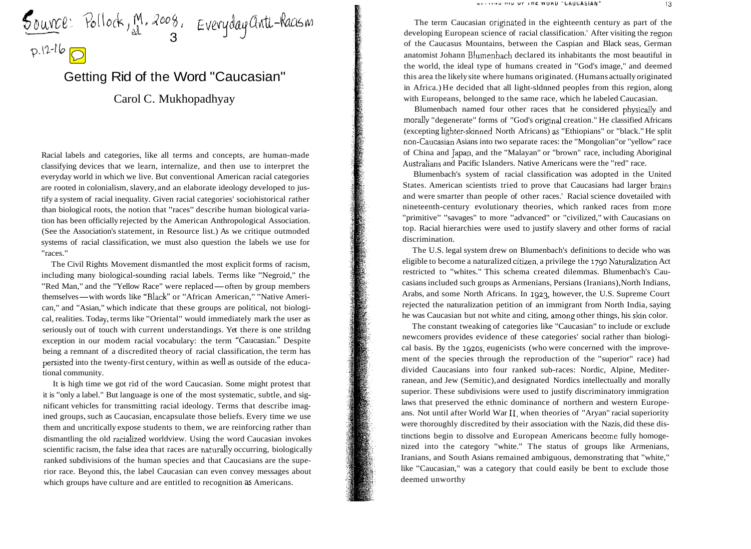Source: Pollock, M. 2008, Everyday Anti-Racism ed.
p.12-16

3

# Getting Rid of the Word "Caucasian"

Carol C. Mukhopadhyay

Racial labels and categories, like all terms and concepts, are human-made classifying devices that we learn, internalize, and then use to interpret the everyday world in which we live. But conventional American racial categories are rooted in colonialism, slavery, and an elaborate ideology developed to justify a system of racial inequality. Given racial categories' sociohistorical rather than biological roots, the notion that "races" describe human biological variation has been officially rejected by the American Anthropological Association. (See the Association's statement, in Resource list.) As we critique outmoded systems of racial classification, we must also question the labels we use for "races."

The Civil Rights Movement dismantled the most explicit forms of racism, including many biological-sounding racial labels. Terms like "Negroid," the "Red Man," and the "Yellow Race" were replaced — often by group members themselves — with words like "Black" or "African American," "Native American," and "Asian," which indicate that these groups are political, not biological, realities. Today, terms like "Oriental" would immediately mark the user as seriously out of touch with current understandings. Yet there is one strildng exception in our modem racial vocabulary: the term "Caucasian." Despite being a remnant of a discredited theory of racial classification, the term has persisted into the twenty-first century, within as well as outside of the educational community.

It is high time we got rid of the word Caucasian. Some might protest that it is "only a label." But language is one of the most systematic, subtle, and significant vehicles for transmitting racial ideology. Terms that describe imagined groups, such as Caucasian, encapsulate those beliefs. Every time we use them and uncritically expose students to them, we are reinforcing rather than dismantling the old racialized worldview. Using the word Caucasian invokes scientific racism, the false idea that races are naturally occurring, biologically ranked subdivisions of the human species and that Caucasians are the superior race. Beyond this, the label Caucasian can even convey messages about which groups have culture and are entitled to recognition as Americans.

The term Caucasian originated in the eighteenth century as part of the developing European science of racial classification.' After visiting the region of the Caucasus Mountains, between the Caspian and Black seas, German anatomist Johann Blumenbach declared its inhabitants the most beautiful in the world, the ideal type of humans created in "God's image," and deemed this area the likely site where humans originated. (Humans actually originated in Africa.) He decided that all light-sldnned peoples from this region, along with Europeans, belonged to the same race, which he labeled Caucasian.

Blumenbach named four other races that he considered physically and morally "degenerate" forms of "God's original creation." He classified Africans (excepting lighter-skinned North Africans) as "Ethiopians" or "black." He split non-Caucasian Asians into two separate races: the "Mongolian" or "yellow" race of China and Japan, and the "Malayan" or "brown" race, including Aboriginal Australians and Pacific Islanders. Native Americans were the "red" race.

Blumenbach's system of racial classification was adopted in the United States. American scientists tried to prove that Caucasians had larger brains and were smarter than people of other races.' Racial science dovetailed with nineteenth-century evolutionary theories, which ranked races from more "primitive" "savages" to more "advanced" or "civilized," with Caucasians on top. Racial hierarchies were used to justify slavery and other forms of racial discrimination.

The U.S. legal system drew on Blumenbach's definitions to decide who was eligible to become a naturalized citizen, a privilege the 1790 Naturalization Act restricted to "whites." This schema created dilemmas. Blumenbach's Caucasians included such groups as Armenians, Persians (Iranians), North Indians, Arabs, and some North Africans. In 1923, however, the U.S. Supreme Court rejected the naturalization petition of an immigrant from North India, saying he was Caucasian but not white and citing, among other things, his skin color.

The constant tweaking of categories like "Caucasian" to include or exclude newcomers provides evidence of these categories' social rather than biological basis. By the 1920s, eugenicists (who were concerned with the improvement of the species through the reproduction of the "superior" race) had divided Caucasians into four ranked sub-races: Nordic, Alpine, Mediterranean, and Jew (Semitic), and designated Nordics intellectually and morally superior. These subdivisions were used to justify discriminatory immigration laws that preserved the ethnic dominance of northern and western Europeans. Not until after World War II, when theories of "Aryan" racial superiority were thoroughly discredited by their association with the Nazis, did these distinctions begin to dissolve and European Americans become fully homogenized into the category "white." The status of groups like Armenians, Iranians, and South Asians remained ambiguous, demonstrating that "white," like "Caucasian," was a category that could easily be bent to exclude those deemed unworthy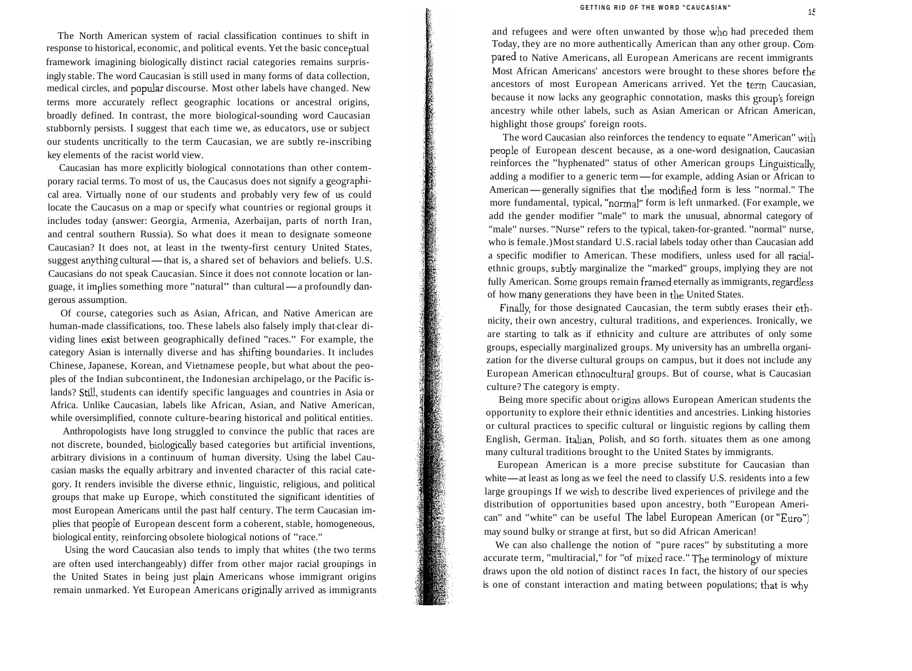The North American system of racial classification continues to shift in response to historical, economic, and political events. Yet the basic conceptual framework imagining biologically distinct racial categories remains surprisingly stable. The word Caucasian is still used in many forms of data collection, medical circles, and popular discourse. Most other labels have changed. New terms more accurately reflect geographic locations or ancestral origins, broadly defined. In contrast, the more biological-sounding word Caucasian stubbornly persists. I suggest that each time we, as educators, use or subject our students uncritically to the term Caucasian, we are subtly re-inscribing key elements of the racist world view.

Caucasian has more explicitly biological connotations than other contemporary racial terms. To most of us, the Caucasus does not signify a geographical area. Virtually none of our students and probably very few of us could locate the Caucasus on a map or specify what countries or regional groups it includes today (answer: Georgia, Armenia, Azerbaijan, parts of north Iran, and central southern Russia). So what does it mean to designate someone Caucasian? It does not, at least in the twenty-first century United States, suggest anything cultural—that is, a shared set of behaviors and beliefs. U.S. Caucasians do not speak Caucasian. Since it does not connote location or language, it implies something more "natural" than cultural—a profoundly dangerous assumption.

Of course, categories such as Asian, African, and Native American are human-made classifications, too. These labels also falsely imply that clear dividing lines exist between geographically defined "races." For example, the category Asian is internally diverse and has shifting boundaries. It includes Chinese, Japanese, Korean, and Vietnamese people, but what about the peoples of the Indian subcontinent, the Indonesian archipelago, or the Pacific islands? Still, students can identify specific languages and countries in Asia or Africa. Unlike Caucasian, labels like African, Asian, and Native American, while oversimplified, connote culture-bearing historical and political entities.

Anthropologists have long struggled to convince the public that races are not discrete, bounded, biologically based categories but artificial inventions, arbitrary divisions in a continuum of human diversity. Using the label Caucasian masks the equally arbitrary and invented character of this racial category. It renders invisible the diverse ethnic, linguistic, religious, and political groups that make up Europe, which constituted the significant identities of most European Americans until the past half century. The term Caucasian implies that people of European descent form a coherent, stable, homogeneous, biological entity, reinforcing obsolete biological notions of "race."

Using the word Caucasian also tends to imply that whites (the two terms are often used interchangeably) differ from other major racial groupings in the United States in being just plain Americans whose immigrant origins remain unmarked. Yet European Americans originally arrived as immigrants and refugees and were often unwanted by those who had preceded them. Today, they are no more authentically American than any other group. Compared to Native Americans, all European Americans are recent immigrants. Most African Americans' ancestors were brought to these shores before the ancestors of most European Americans arrived. Yet the term Caucasian, because it now lacks any geographic connotation, masks this group's foreign ancestry while other labels, such as Asian American or African American, highlight those groups' foreign roots.

The word Caucasian also reinforces the tendency to equate "American" with people of European descent because, as a one-word designation, Caucasian reinforces the "hyphenated" status of other American groups. Linguistically, adding a modifier to a generic term—for example, adding Asian or African to American—generally signifies that the modified form is less "normal." The more fundamental, typical, "normal" form is left unmarked. (For example, we add the gender modifier "male" to mark the unusual, abnormal category of "male" nurses. "Nurse" refers to the typical, taken-for-granted. "normal" nurse, who is female.) Most standard U.S. racial labels today other than Caucasian add a specific modifier to American. These modifiers, unless used for all racial-ethnic groups, subtly marginalize the "marked" groups, implying they are not fully American. Some groups remain framed eternally as immigrants, regardless of how many generations they have been in the United States.

Finally, for those designated Caucasian, the term subtly erases their ethnicity, their own ancestry, cultural traditions, and experiences. Ironically, we are starting to talk as if ethnicity and culture are attributes of only some groups, especially marginalized groups. My university has an umbrella organization for the diverse cultural groups on campus, but it does not include any European American ethnocultural groups. But of course, what is Caucasian culture? The category is empty.

Being more specific about origins allows European American students the opportunity to explore their ethnic identities and ancestries. Linking histories or cultural practices to specific cultural or linguistic regions by calling them English, German. Italian, Polish, and so forth. situates them as one among many cultural traditions brought to the United States by immigrants.

European American is a more precise substitute for Caucasian than white—at least as long as we feel the need to classify U.S. residents into a few large groupings If we wish to describe lived experiences of privilege and the distribution of opportunities based upon ancestry, both "European American" and "white" can be useful The label European American (or "Euro") may sound bulky or strange at first, but so did African American!

We can also challenge the notion of "pure races" by substituting a more accurate term, "multiracial," for "of mixed race." The terminology of mixture draws upon the old notion of distinct races In fact, the history of our species is one of constant interaction and mating between populations; that is why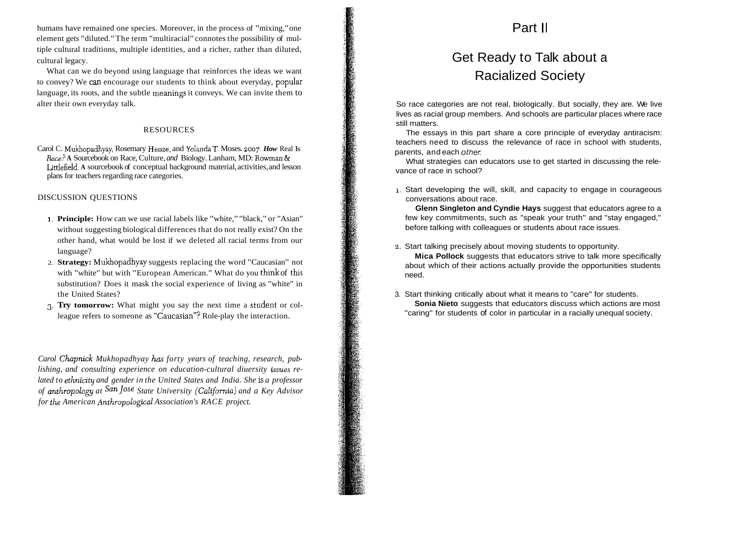humans have remained one species. Moreover, in the process of "mixing," one element gets "diluted." The term "multiracial" connotes the possibility of multiple cultural traditions, multiple identities, and a richer, rather than diluted, cultural legacy.

What can we do beyond using language that reinforces the ideas we want to convey? We can encourage our students to think about everyday, popular language, its roots, and the subtle meanings it conveys. We can invite them to alter their own everyday talk.

## RESOURCES

Carol C. Mukhopadhyay, Rosemary Henze, and Yolanda T. Moses. 2007. *How Real Is Race? A Sourcebook on Race, Culture, and Biology.* Lanham, MD: Rowman & Littlefield. A sourcebook of conceptual background material, activities, and lesson plans for teachers regarding race categories.

## DISCUSSION QUESTIONS

1. **Principle:** How can we use racial labels like "white," "black," or "Asian" without suggesting biological differences that do not really exist? On the other hand, what would be lost if we deleted all racial terms from our language?
2. **Strategy:** Mukhopadhyay suggests replacing the word "Caucasian" not with "white" but with "European American." What do you think of this substitution? Does it mask the social experience of living as "white" in the United States?
3. **Try tomorrow:** What might you say the next time a student or colleague refers to someone as "Caucasian"? Role-play the interaction.

*Carol Chapnick Mukhopadhyay has forty years of teaching, research, publishing, and consulting experience on education-cultural diversity issues related to ethnicity and gender in the United States and India. She is a professor of anthropology at San Jose State University (California) and a Key Advisor for the American Anthropological Association's RACE project.*

# Part II

# Get Ready to Talk about a Racialized Society

So race categories are not real, biologically. But socially, they are. We live lives as racial group members. And schools are particular places where race still matters.

The essays in this part share a core principle of everyday antiracism: teachers need to discuss the relevance of race in school with students, parents, and each *other.*

What strategies can educators use to get started in discussing the relevance of race in school?

1. Start developing the will, skill, and capacity to engage in courageous conversations about race.
   **Glenn Singleton and Cyndie Hays** suggest that educators agree to a few key commitments, such as "speak your truth" and "stay engaged," before talking with colleagues or students about race issues.

2. Start talking precisely about moving students to opportunity.
   **Mica Pollock** suggests that educators strive to talk more specifically about which of their actions actually provide the opportunities students need.

3. Start thinking critically about what it means to "care" for students.
   **Sonia Nieto** suggests that educators discuss which actions are most "caring" for students of color in particular in a racially unequal society.